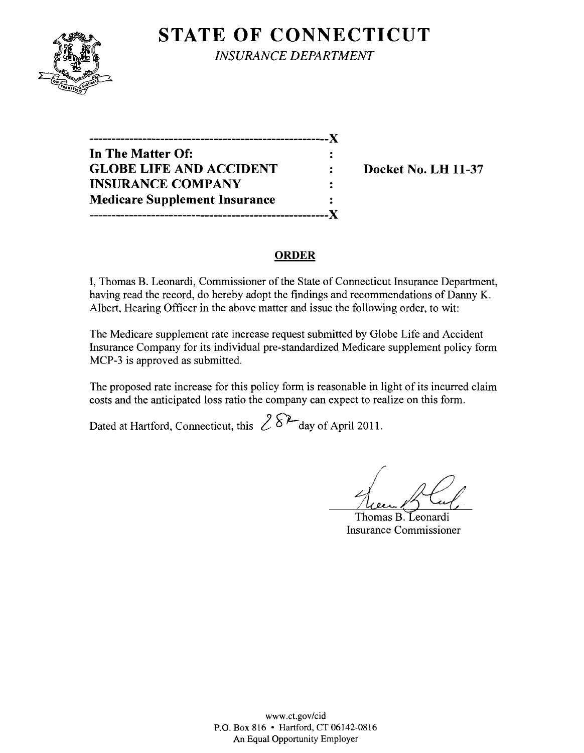# STATE OF CONNECTICUT

*INSURANCE DEPARTMENT*

| | | |
|---|---|---|
| **In The Matter Of:** | : | |
| **GLOBE LIFE AND ACCIDENT** | : | **Docket No. LH 11-37** |
| **INSURANCE COMPANY** | : | |
| **Medicare Supplement Insurance** | : | |

## ORDER

I, Thomas B. Leonardi, Commissioner of the State of Connecticut Insurance Department, having read the record, do hereby adopt the findings and recommendations of Danny K. Albert, Hearing Officer in the above matter and issue the following order, to wit:

The Medicare supplement rate increase request submitted by Globe Life and Accident Insurance Company for its individual pre-standardized Medicare supplement policy form MCP-3 is approved as submitted.

The proposed rate increase for this policy form is reasonable in light of its incurred claim costs and the anticipated loss ratio the company can expect to realize on this form.

Dated at Hartford, Connecticut, this 28th day of April 2011.

Thomas B. Leonardi
Insurance Commissioner

www.ct.gov/cid
P.O. Box 816 • Hartford, CT 06142-0816
An Equal Opportunity Employer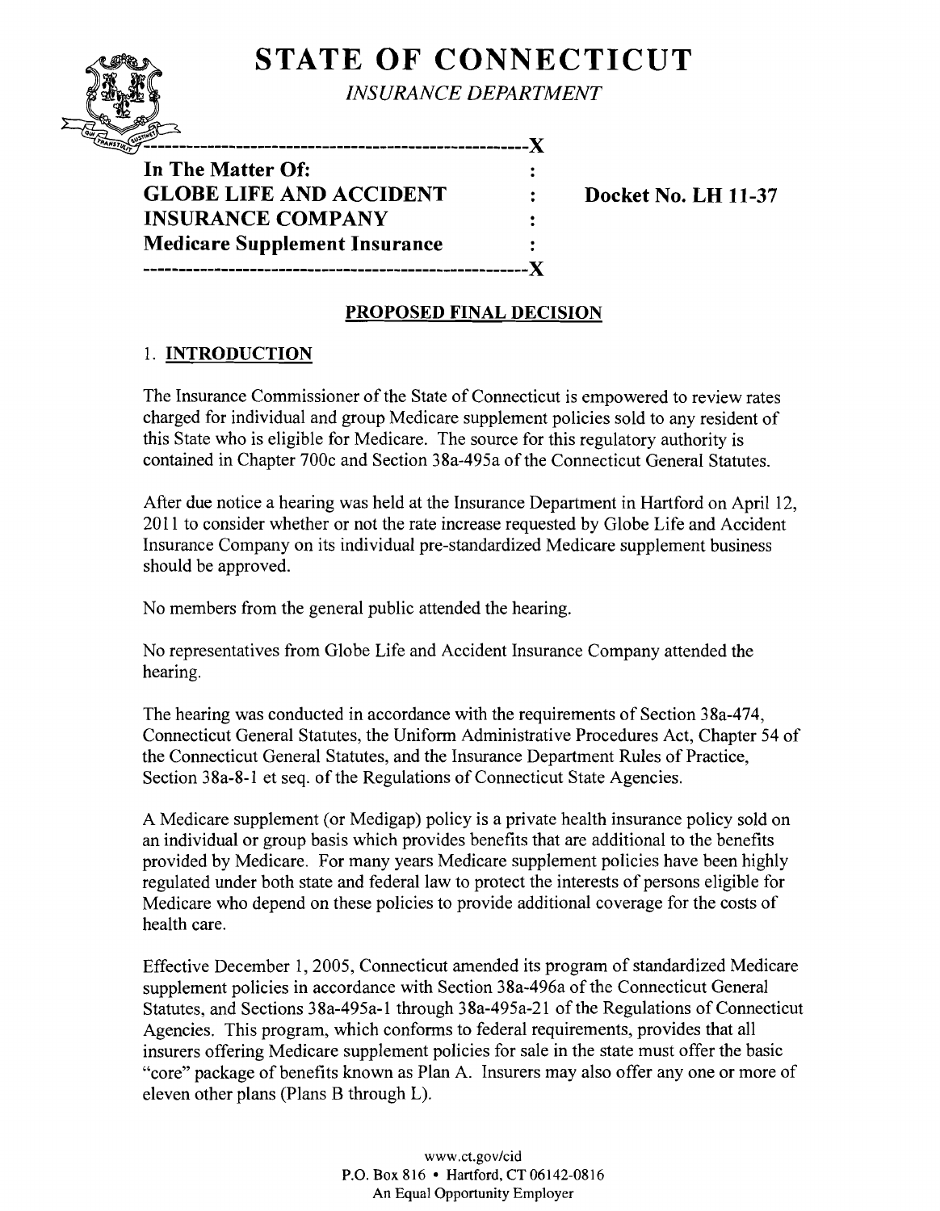# STATE OF CONNECTICUT

*INSURANCE DEPARTMENT*

```
-------------------------------------------------------X
In The Matter Of:                                      :
GLOBE LIFE AND ACCIDENT                                :    Docket No. LH 11-37
INSURANCE COMPANY                                      :
Medicare Supplement Insurance                          :
-------------------------------------------------------X
```

## PROPOSED FINAL DECISION

### 1. INTRODUCTION

The Insurance Commissioner of the State of Connecticut is empowered to review rates charged for individual and group Medicare supplement policies sold to any resident of this State who is eligible for Medicare. The source for this regulatory authority is contained in Chapter 700c and Section 38a-495a of the Connecticut General Statutes.

After due notice a hearing was held at the Insurance Department in Hartford on April 12, 2011 to consider whether or not the rate increase requested by Globe Life and Accident Insurance Company on its individual pre-standardized Medicare supplement business should be approved.

No members from the general public attended the hearing.

No representatives from Globe Life and Accident Insurance Company attended the hearing.

The hearing was conducted in accordance with the requirements of Section 38a-474, Connecticut General Statutes, the Uniform Administrative Procedures Act, Chapter 54 of the Connecticut General Statutes, and the Insurance Department Rules of Practice, Section 38a-8-1 et seq. of the Regulations of Connecticut State Agencies.

A Medicare supplement (or Medigap) policy is a private health insurance policy sold on an individual or group basis which provides benefits that are additional to the benefits provided by Medicare. For many years Medicare supplement policies have been highly regulated under both state and federal law to protect the interests of persons eligible for Medicare who depend on these policies to provide additional coverage for the costs of health care.

Effective December 1, 2005, Connecticut amended its program of standardized Medicare supplement policies in accordance with Section 38a-496a of the Connecticut General Statutes, and Sections 38a-495a-1 through 38a-495a-21 of the Regulations of Connecticut Agencies. This program, which conforms to federal requirements, provides that all insurers offering Medicare supplement policies for sale in the state must offer the basic "core" package of benefits known as Plan A. Insurers may also offer any one or more of eleven other plans (Plans B through L).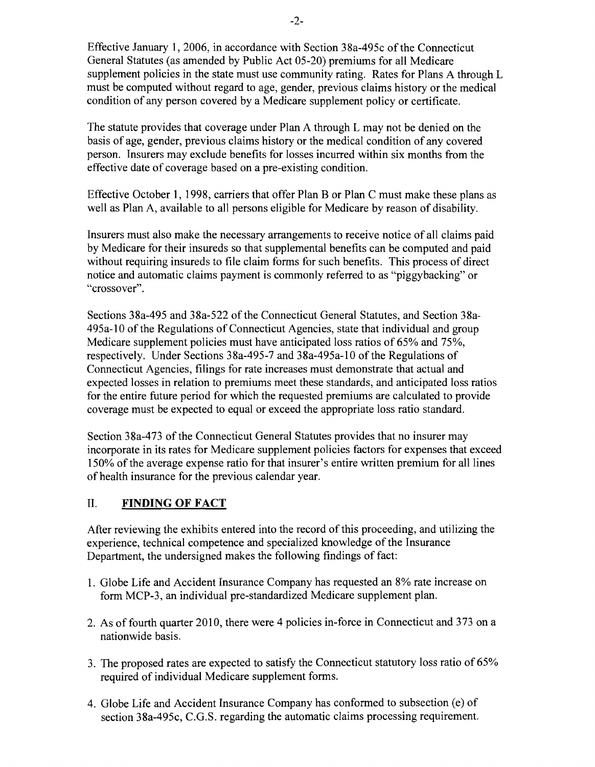Effective January 1, 2006, in accordance with Section 38a-495c of the Connecticut General Statutes (as amended by Public Act 05-20) premiums for all Medicare supplement policies in the state must use community rating. Rates for Plans A through L must be computed without regard to age, gender, previous claims history or the medical condition of any person covered by a Medicare supplement policy or certificate.

The statute provides that coverage under Plan A through L may not be denied on the basis of age, gender, previous claims history or the medical condition of any covered person. Insurers may exclude benefits for losses incurred within six months from the effective date of coverage based on a pre-existing condition.

Effective October 1, 1998, carriers that offer Plan B or Plan C must make these plans as well as Plan A, available to all persons eligible for Medicare by reason of disability.

Insurers must also make the necessary arrangements to receive notice of all claims paid by Medicare for their insureds so that supplemental benefits can be computed and paid without requiring insureds to file claim forms for such benefits. This process of direct notice and automatic claims payment is commonly referred to as "piggybacking" or "crossover".

Sections 38a-495 and 38a-522 of the Connecticut General Statutes, and Section 38a-495a-10 of the Regulations of Connecticut Agencies, state that individual and group Medicare supplement policies must have anticipated loss ratios of 65% and 75%, respectively. Under Sections 38a-495-7 and 38a-495a-10 of the Regulations of Connecticut Agencies, filings for rate increases must demonstrate that actual and expected losses in relation to premiums meet these standards, and anticipated loss ratios for the entire future period for which the requested premiums are calculated to provide coverage must be expected to equal or exceed the appropriate loss ratio standard.

Section 38a-473 of the Connecticut General Statutes provides that no insurer may incorporate in its rates for Medicare supplement policies factors for expenses that exceed 150% of the average expense ratio for that insurer's entire written premium for all lines of health insurance for the previous calendar year.

## II. FINDING OF FACT

After reviewing the exhibits entered into the record of this proceeding, and utilizing the experience, technical competence and specialized knowledge of the Insurance Department, the undersigned makes the following findings of fact:

1. Globe Life and Accident Insurance Company has requested an 8% rate increase on form MCP-3, an individual pre-standardized Medicare supplement plan.

2. As of fourth quarter 2010, there were 4 policies in-force in Connecticut and 373 on a nationwide basis.

3. The proposed rates are expected to satisfy the Connecticut statutory loss ratio of 65% required of individual Medicare supplement forms.

4. Globe Life and Accident Insurance Company has conformed to subsection (e) of section 38a-495c, C.G.S. regarding the automatic claims processing requirement.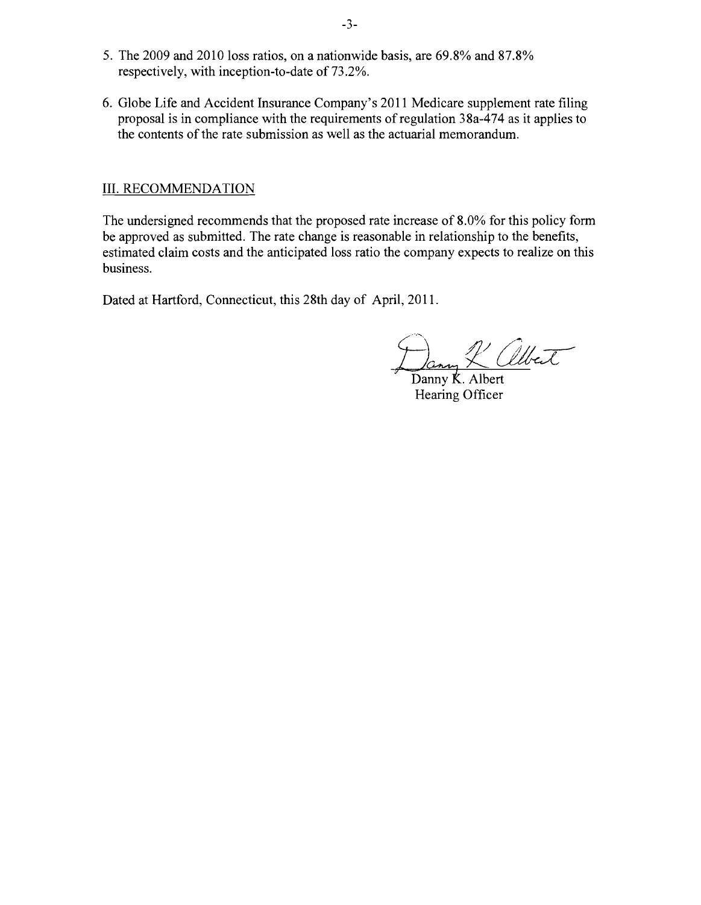5. The 2009 and 2010 loss ratios, on a nationwide basis, are 69.8% and 87.8% respectively, with inception-to-date of 73.2%.

6. Globe Life and Accident Insurance Company's 2011 Medicare supplement rate filing proposal is in compliance with the requirements of regulation 38a-474 as it applies to the contents of the rate submission as well as the actuarial memorandum.

## III. RECOMMENDATION

The undersigned recommends that the proposed rate increase of 8.0% for this policy form be approved as submitted. The rate change is reasonable in relationship to the benefits, estimated claim costs and the anticipated loss ratio the company expects to realize on this business.

Dated at Hartford, Connecticut, this 28th day of April, 2011.

Danny K. Albert
Hearing Officer